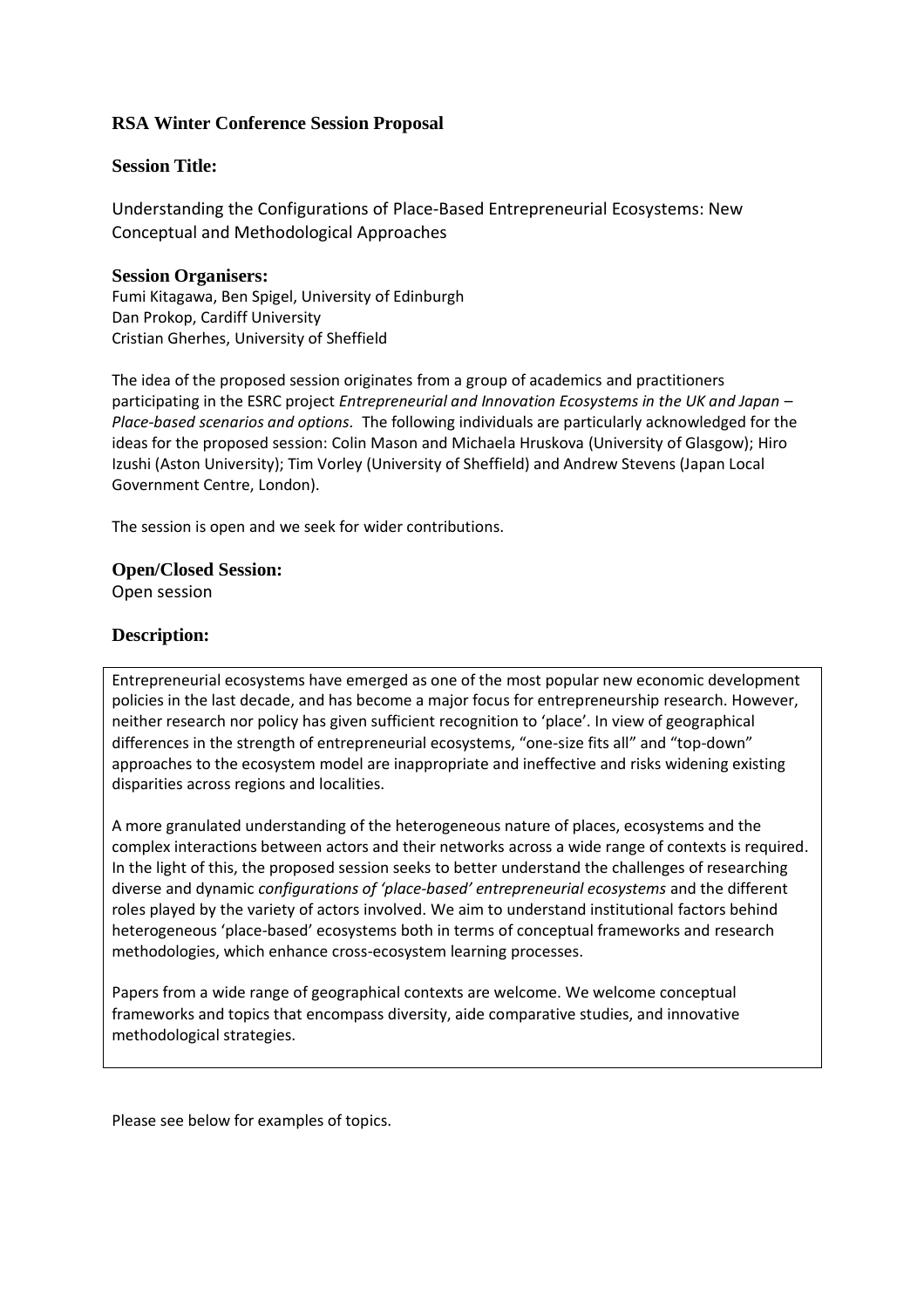# RSA Winter Conference Session Proposal

## Session Title:

Understanding the Configurations of Place-Based Entrepreneurial Ecosystems: New Conceptual and Methodological Approaches

## Session Organisers:

Fumi Kitagawa, Ben Spigel, University of Edinburgh
Dan Prokop, Cardiff University
Cristian Gherhes, University of Sheffield

The idea of the proposed session originates from a group of academics and practitioners participating in the ESRC project *Entrepreneurial and Innovation Ecosystems in the UK and Japan – Place-based scenarios and options*. The following individuals are particularly acknowledged for the ideas for the proposed session: Colin Mason and Michaela Hruskova (University of Glasgow); Hiro Izushi (Aston University); Tim Vorley (University of Sheffield) and Andrew Stevens (Japan Local Government Centre, London).

The session is open and we seek for wider contributions.

## Open/Closed Session:

Open session

## Description:

Entrepreneurial ecosystems have emerged as one of the most popular new economic development policies in the last decade, and has become a major focus for entrepreneurship research. However, neither research nor policy has given sufficient recognition to 'place'. In view of geographical differences in the strength of entrepreneurial ecosystems, "one-size fits all" and "top-down" approaches to the ecosystem model are inappropriate and ineffective and risks widening existing disparities across regions and localities.

A more granulated understanding of the heterogeneous nature of places, ecosystems and the complex interactions between actors and their networks across a wide range of contexts is required. In the light of this, the proposed session seeks to better understand the challenges of researching diverse and dynamic *configurations of 'place-based' entrepreneurial ecosystems* and the different roles played by the variety of actors involved. We aim to understand institutional factors behind heterogeneous 'place-based' ecosystems both in terms of conceptual frameworks and research methodologies, which enhance cross-ecosystem learning processes.

Papers from a wide range of geographical contexts are welcome. We welcome conceptual frameworks and topics that encompass diversity, aide comparative studies, and innovative methodological strategies.

Please see below for examples of topics.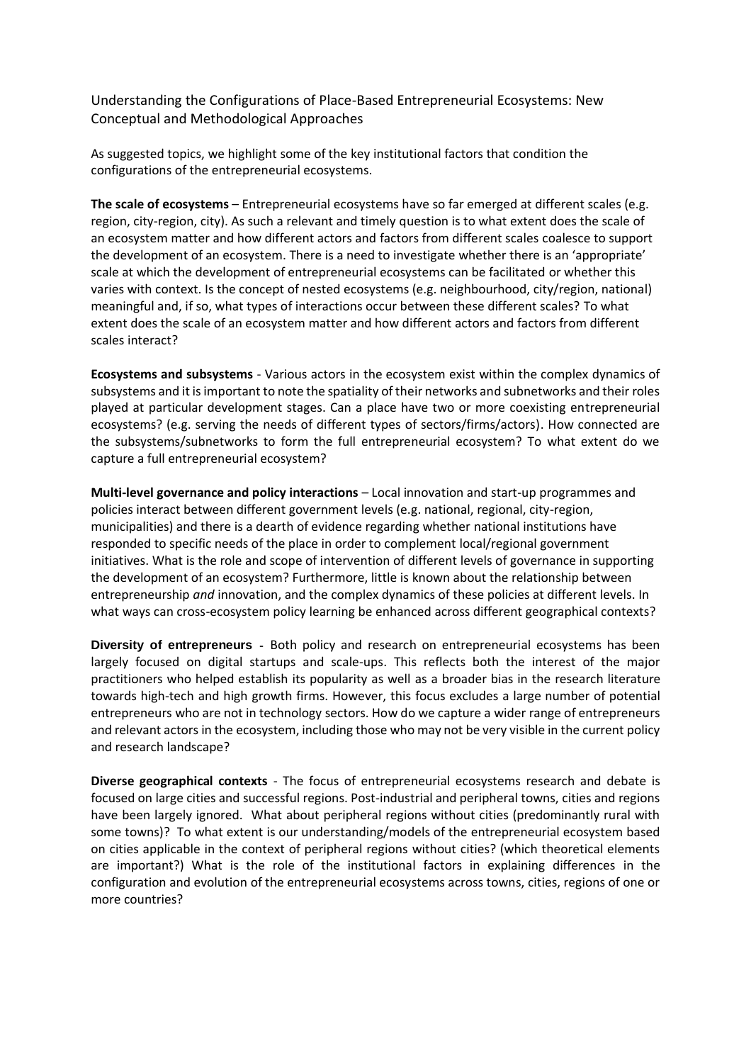Understanding the Configurations of Place-Based Entrepreneurial Ecosystems: New Conceptual and Methodological Approaches

As suggested topics, we highlight some of the key institutional factors that condition the configurations of the entrepreneurial ecosystems.

**The scale of ecosystems** – Entrepreneurial ecosystems have so far emerged at different scales (e.g. region, city-region, city). As such a relevant and timely question is to what extent does the scale of an ecosystem matter and how different actors and factors from different scales coalesce to support the development of an ecosystem. There is a need to investigate whether there is an 'appropriate' scale at which the development of entrepreneurial ecosystems can be facilitated or whether this varies with context. Is the concept of nested ecosystems (e.g. neighbourhood, city/region, national) meaningful and, if so, what types of interactions occur between these different scales? To what extent does the scale of an ecosystem matter and how different actors and factors from different scales interact?

**Ecosystems and subsystems** - Various actors in the ecosystem exist within the complex dynamics of subsystems and it is important to note the spatiality of their networks and subnetworks and their roles played at particular development stages. Can a place have two or more coexisting entrepreneurial ecosystems? (e.g. serving the needs of different types of sectors/firms/actors). How connected are the subsystems/subnetworks to form the full entrepreneurial ecosystem? To what extent do we capture a full entrepreneurial ecosystem?

**Multi-level governance and policy interactions** – Local innovation and start-up programmes and policies interact between different government levels (e.g. national, regional, city-region, municipalities) and there is a dearth of evidence regarding whether national institutions have responded to specific needs of the place in order to complement local/regional government initiatives. What is the role and scope of intervention of different levels of governance in supporting the development of an ecosystem? Furthermore, little is known about the relationship between entrepreneurship *and* innovation, and the complex dynamics of these policies at different levels. In what ways can cross-ecosystem policy learning be enhanced across different geographical contexts?

**Diversity of entrepreneurs** - Both policy and research on entrepreneurial ecosystems has been largely focused on digital startups and scale-ups. This reflects both the interest of the major practitioners who helped establish its popularity as well as a broader bias in the research literature towards high-tech and high growth firms. However, this focus excludes a large number of potential entrepreneurs who are not in technology sectors. How do we capture a wider range of entrepreneurs and relevant actors in the ecosystem, including those who may not be very visible in the current policy and research landscape?

**Diverse geographical contexts** - The focus of entrepreneurial ecosystems research and debate is focused on large cities and successful regions. Post-industrial and peripheral towns, cities and regions have been largely ignored. What about peripheral regions without cities (predominantly rural with some towns)? To what extent is our understanding/models of the entrepreneurial ecosystem based on cities applicable in the context of peripheral regions without cities? (which theoretical elements are important?) What is the role of the institutional factors in explaining differences in the configuration and evolution of the entrepreneurial ecosystems across towns, cities, regions of one or more countries?